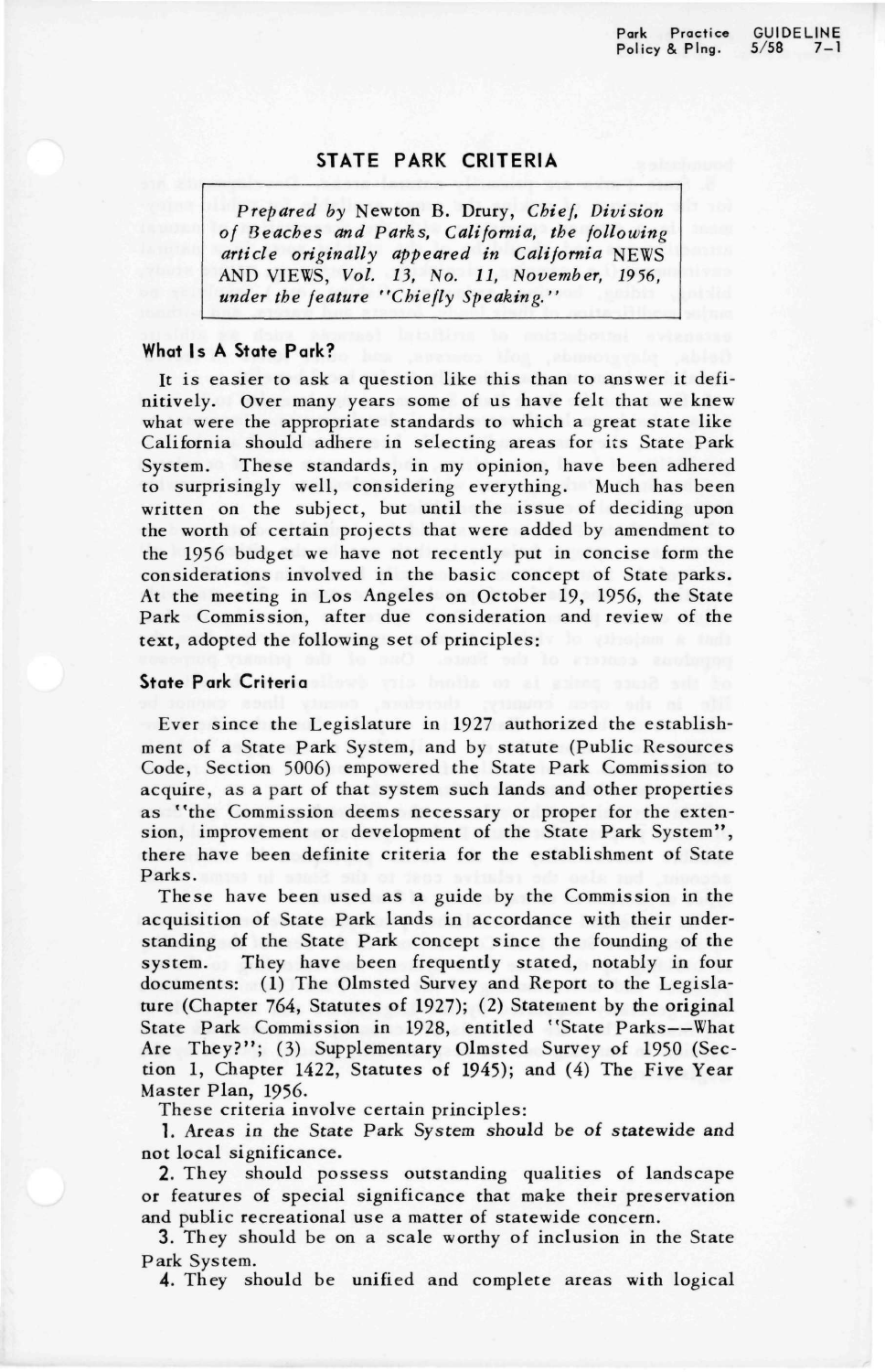# STATE PARK CRITERIA

*Prepared by* Newton B. Drury, *Chief, Division of Beaches and Parks, California, the following article originally appeared in California* NEWS AND VIEWS, *Vol. 13, No. 11, November, 1956, under the feature "Chiefly Speaking."*

### What Is A State Park?

It is easier to ask a question like this than to answer it definitively. Over many years some of us have felt that we knew what were the appropriate standards to which a great state like California should adhere in selecting areas for its State Park System. These standards, in my opinion, have been adhered to surprisingly well, considering everything. Much has been written on the subject, but until the issue of deciding upon the worth of certain projects that were added by amendment to the 1956 budget we have not recently put in concise form the considerations involved in the basic concept of State parks. At the meeting in Los Angeles on October 19, 1956, the State Park Commission, after due consideration and review of the text, adopted the following set of principles:

### State Park Criteria

Ever since the Legislature in 1927 authorized the establishment of a State Park System, and by statute (Public Resources Code, Section 5006) empowered the State Park Commission to acquire, as a part of that system such lands and other properties as "the Commission deems necessary or proper for the extension, improvement or development of the State Park System", there have been definite criteria for the establishment of State Parks.

These have been used as a guide by the Commission in the acquisition of State Park lands in accordance with their understanding of the State Park concept since the founding of the system. They have been frequently stated, notably in four documents: (1) The Olmsted Survey and Report to the Legislature (Chapter 764, Statutes of 1927); (2) Statement by the original State Park Commission in 1928, entitled "State Parks--What Are They?"; (3) Supplementary Olmsted Survey of 1950 (Section 1, Chapter 1422, Statutes of 1945); and (4) The Five Year Master Plan, 1956.

These criteria involve certain principles:

**1.** Areas in the State Park System should be of statewide and not local significance.

**2.** They should possess outstanding qualities of landscape or features of special significance that make their preservation and public recreational use a matter of statewide concern.

**3.** They should be on a scale worthy of inclusion in the State Park System.

**4.** They should be unified and complete areas with logical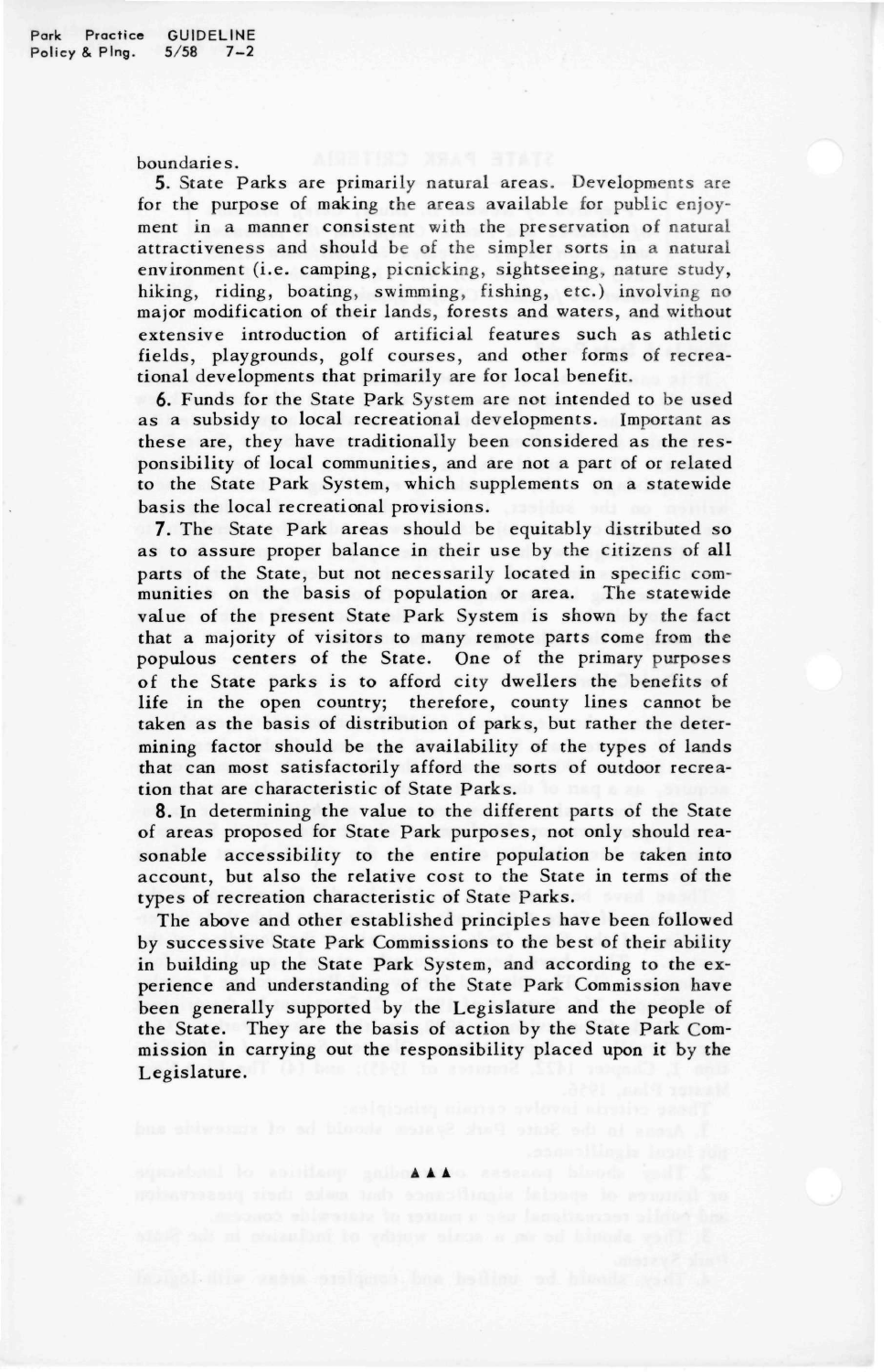boundaries.

**5.** State Parks are primarily natural areas. Developments are for the purpose of making the areas available for public enjoyment in a manner consistent with the preservation of natural attractiveness and should be of the simpler sorts in a natural environment (i.e. camping, picnicking, sightseeing, nature study, hiking, riding, boating, swimming, fishing, etc.) involving no major modification of their lands, forests and waters, and without extensive introduction of artificial features such as athletic fields, playgrounds, golf courses, and other forms of recreational developments that primarily are for local benefit.

**6.** Funds for the State Park System are not intended to be used as a subsidy to local recreational developments. Important as these are, they have traditionally been considered as the responsibility of local communities, and are not a part of or related to the State Park System, which supplements on a statewide basis the local recreational provisions.

**7.** The State Park areas should be equitably distributed so as to assure proper balance in their use by the citizens of all parts of the State, but not necessarily located in specific communities on the basis of population or area. The statewide value of the present State Park System is shown by the fact that a majority of visitors to many remote parts come from the populous centers of the State. One of the primary purposes of the State parks is to afford city dwellers the benefits of life in the open country; therefore, county lines cannot be taken as the basis of distribution of parks, but rather the determining factor should be the availability of the types of lands that can most satisfactorily afford the sorts of outdoor recreation that are characteristic of State Parks.

**8.** In determining the value to the different parts of the State of areas proposed for State Park purposes, not only should reasonable accessibility to the entire population be taken into account, but also the relative cost to the State in terms of the types of recreation characteristic of State Parks.

The above and other established principles have been followed by successive State Park Commissions to the best of their ability in building up the State Park System, and according to the experience and understanding of the State Park Commission have been generally supported by the Legislature and the people of the State. They are the basis of action by the State Park Commission in carrying out the responsibility placed upon it by the Legislature.

▲▲▲